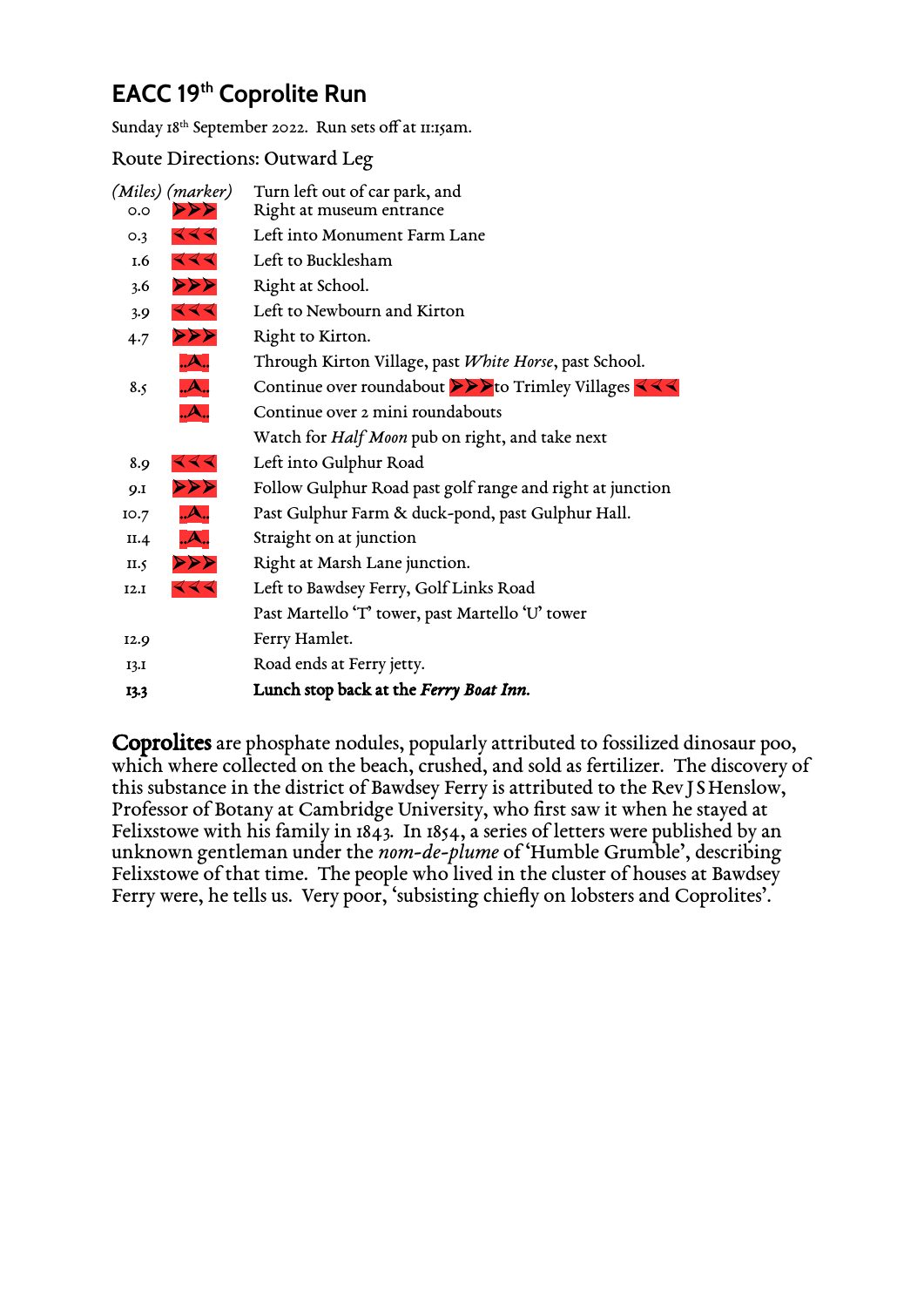# EACC 19th Coprolite Run

Sunday 18th September 2022. Run sets off at 11:15am.

## Route Directions: Outward Leg

| *(Miles)* | *(marker)* | |
|---|---|---|
| 0.0 | ➤➤➤ | Turn left out of car park, and Right at museum entrance |
| 0.3 | ⮜⮜⮜ | Left into Monument Farm Lane |
| 1.6 | ⮜⮜⮜ | Left to Bucklesham |
| 3.6 | ➤➤➤ | Right at School. |
| 3.9 | ⮜⮜⮜ | Left to Newbourn and Kirton |
| 4.7 | ➤➤➤ | Right to Kirton. |
| | ..A.. | Through Kirton Village, past *White Horse*, past School. |
| 8.5 | ..A.. | Continue over roundabout ➤➤➤ to Trimley Villages ⮜⮜⮜ |
| | ..A.. | Continue over 2 mini roundabouts |
| | | Watch for *Half Moon* pub on right, and take next |
| 8.9 | ⮜⮜⮜ | Left into Gulphur Road |
| 9.1 | ➤➤➤ | Follow Gulphur Road past golf range and right at junction |
| 10.7 | ..A.. | Past Gulphur Farm & duck-pond, past Gulphur Hall. |
| 11.4 | ..A.. | Straight on at junction |
| 11.5 | ➤➤➤ | Right at Marsh Lane junction. |
| 12.1 | ⮜⮜⮜ | Left to Bawdsey Ferry, Golf Links Road |
| | | Past Martello 'T' tower, past Martello 'U' tower |
| 12.9 | | Ferry Hamlet. |
| 13.1 | | Road ends at Ferry jetty. |
| **13.3** | | **Lunch stop back at the *Ferry Boat Inn*.** |

**Coprolites** are phosphate nodules, popularly attributed to fossilized dinosaur poo, which where collected on the beach, crushed, and sold as fertilizer. The discovery of this substance in the district of Bawdsey Ferry is attributed to the Rev J S Henslow, Professor of Botany at Cambridge University, who first saw it when he stayed at Felixstowe with his family in 1843. In 1854, a series of letters were published by an unknown gentleman under the *nom-de-plume* of 'Humble Grumble', describing Felixstowe of that time. The people who lived in the cluster of houses at Bawdsey Ferry were, he tells us. Very poor, 'subsisting chiefly on lobsters and Coprolites'.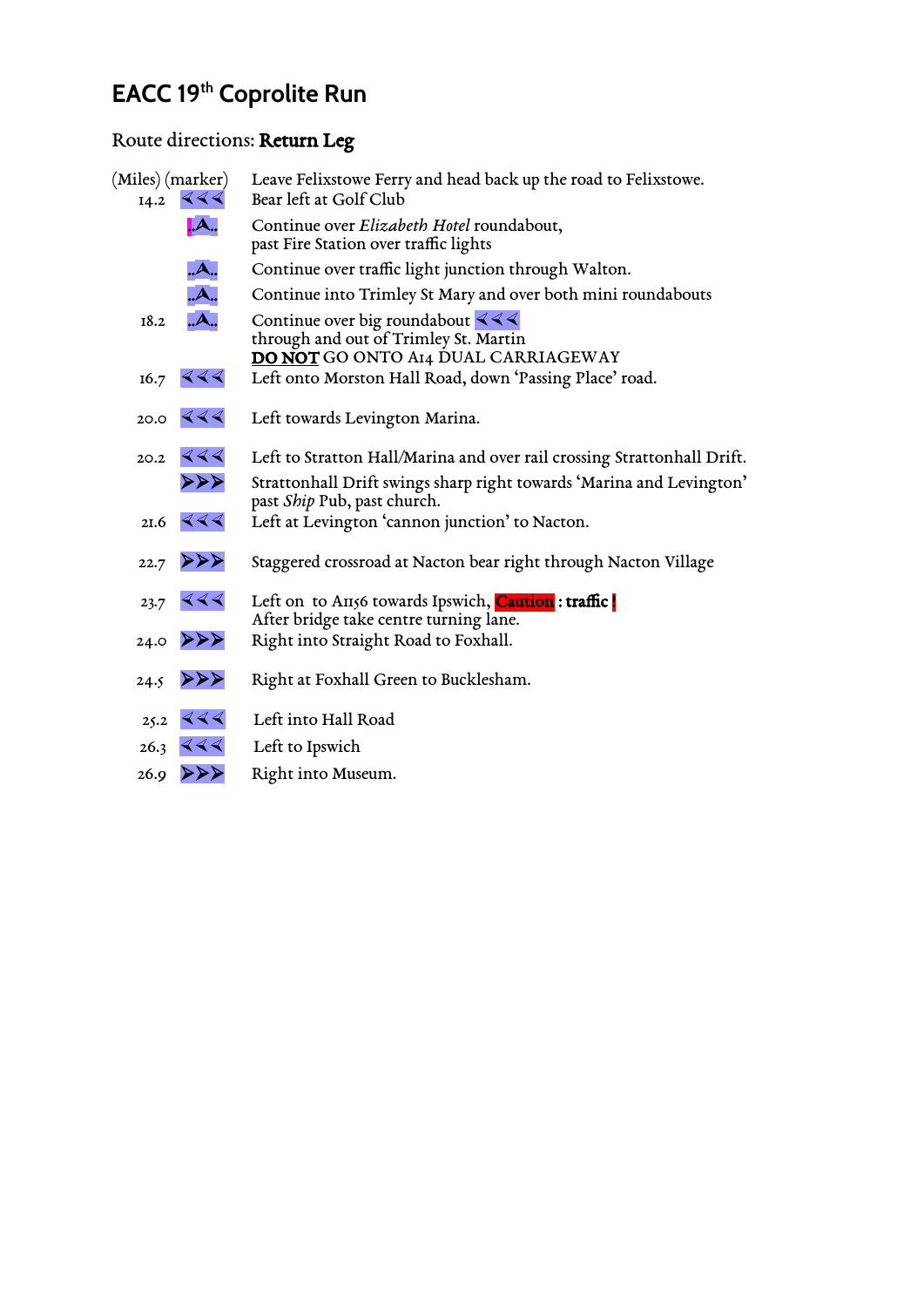# EACC 19th Coprolite Run

Route directions: **Return Leg**

| (Miles) | (marker) | |
|---|---|---|
| | | Leave Felixstowe Ferry and head back up the road to Felixstowe. |
| 14.2 | <<< | Bear left at Golf Club |
| | !..^.. | Continue over *Elizabeth Hotel* roundabout, past Fire Station over traffic lights |
| | ..^.. | Continue over traffic light junction through Walton. |
| | ..^.. | Continue into Trimley St Mary and over both mini roundabouts |
| 18.2 | ..^.. | Continue over big roundabout <<< through and out of Trimley St. Martin **DO NOT** GO ONTO A14 DUAL CARRIAGEWAY |
| 16.7 | <<< | Left onto Morston Hall Road, down 'Passing Place' road. |
| 20.0 | <<< | Left towards Levington Marina. |
| 20.2 | <<< | Left to Stratton Hall/Marina and over rail crossing Strattonhall Drift. |
| | >>> | Strattonhall Drift swings sharp right towards 'Marina and Levington' past *Ship* Pub, past church. |
| 21.6 | <<< | Left at Levington 'cannon junction' to Nacton. |
| 22.7 | >>> | Staggered crossroad at Nacton bear right through Nacton Village |
| 23.7 | <<< | Left on to A1156 towards Ipswich, **Caution : traffic !** After bridge take centre turning lane. |
| 24.0 | >>> | Right into Straight Road to Foxhall. |
| 24.5 | >>> | Right at Foxhall Green to Bucklesham. |
| 25.2 | <<< | Left into Hall Road |
| 26.3 | <<< | Left to Ipswich |
| 26.9 | >>> | Right into Museum. |